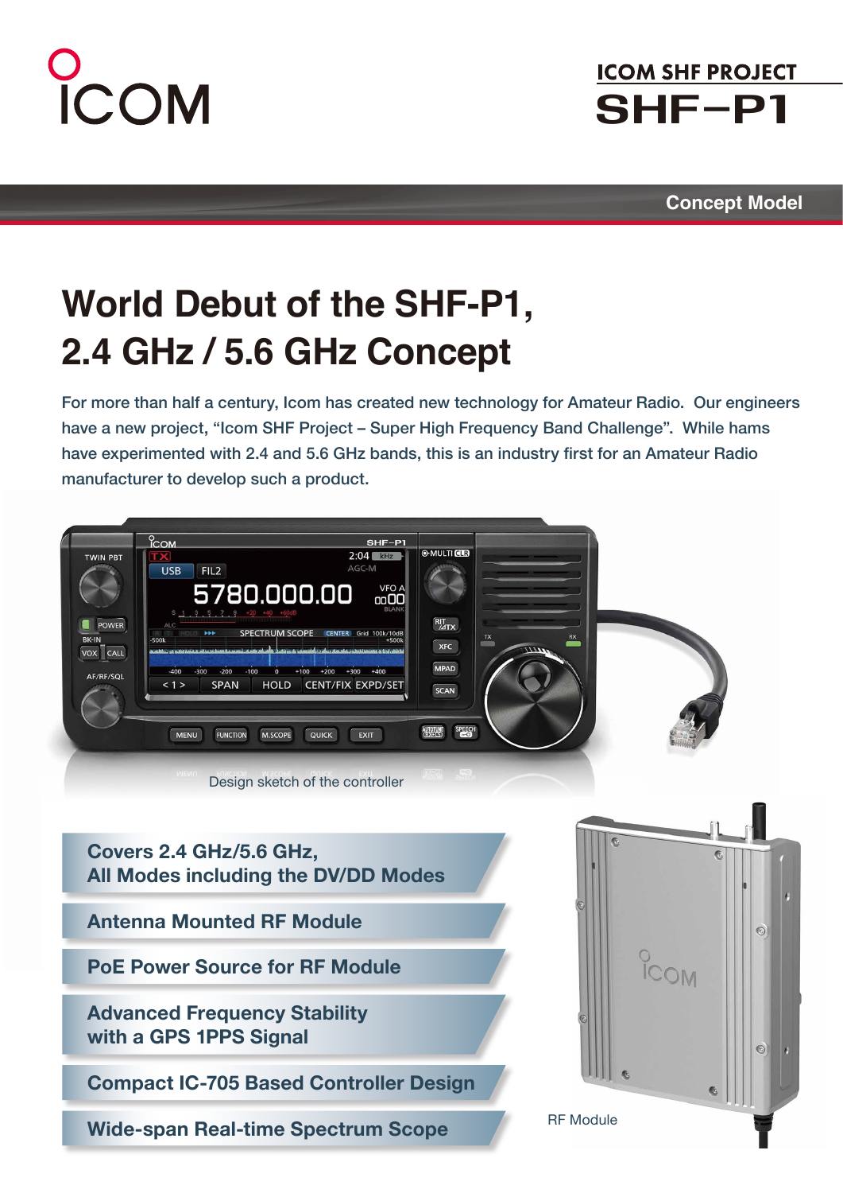ICOM

## ICOM SHF PROJECT

# SHF−P1

**Concept Model**

# World Debut of the SHF-P1, 2.4 GHz / 5.6 GHz Concept

For more than half a century, Icom has created new technology for Amateur Radio. Our engineers have a new project, “Icom SHF Project – Super High Frequency Band Challenge”. While hams have experimented with 2.4 and 5.6 GHz bands, this is an industry first for an Amateur Radio manufacturer to develop such a product.

Design sketch of the controller

- **Covers 2.4 GHz/5.6 GHz, All Modes including the DV/DD Modes**
- **Antenna Mounted RF Module**
- **PoE Power Source for RF Module**
- **Advanced Frequency Stability with a GPS 1PPS Signal**
- **Compact IC-705 Based Controller Design**
- **Wide-span Real-time Spectrum Scope**

RF Module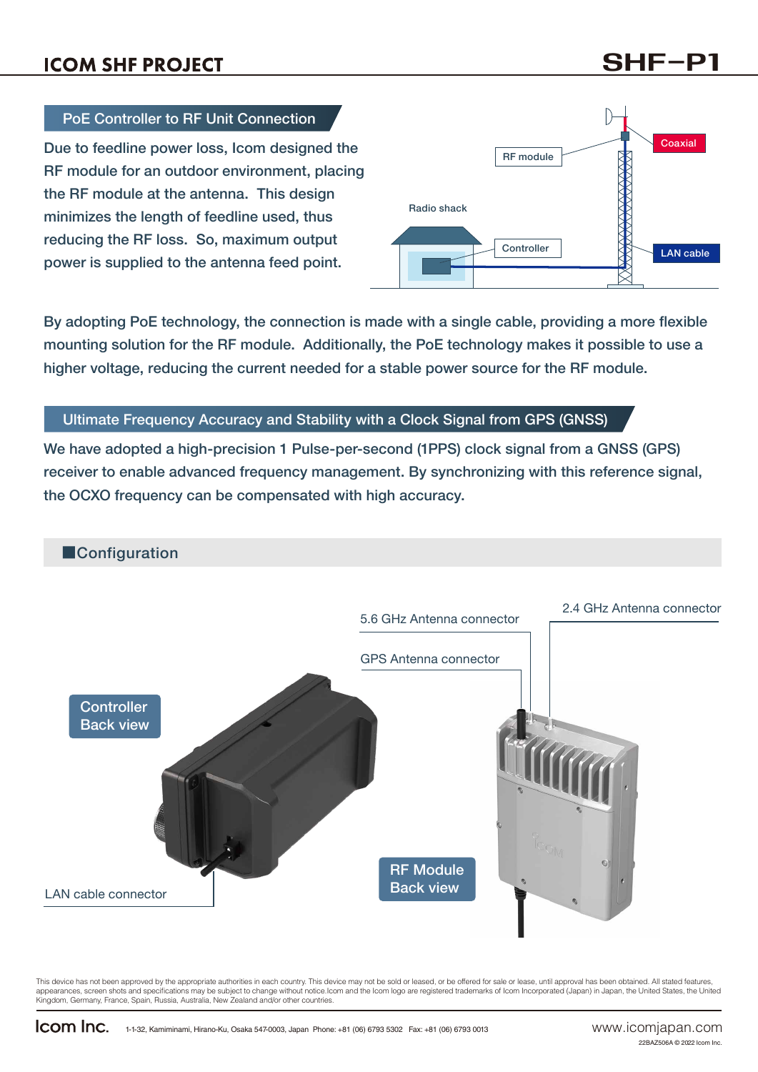## PoE Controller to RF Unit Connection

Due to feedline power loss, Icom designed the RF module for an outdoor environment, placing the RF module at the antenna. This design minimizes the length of feedline used, thus reducing the RF loss. So, maximum output power is supplied to the antenna feed point.

RF module
Coaxial
Radio shack
Controller
LAN cable

By adopting PoE technology, the connection is made with a single cable, providing a more flexible mounting solution for the RF module. Additionally, the PoE technology makes it possible to use a higher voltage, reducing the current needed for a stable power source for the RF module.

## Ultimate Frequency Accuracy and Stability with a Clock Signal from GPS (GNSS)

We have adopted a high-precision 1 Pulse-per-second (1PPS) clock signal from a GNSS (GPS) receiver to enable advanced frequency management. By synchronizing with this reference signal, the OCXO frequency can be compensated with high accuracy.

## ■Configuration

5.6 GHz Antenna connector
2.4 GHz Antenna connector
GPS Antenna connector
Controller Back view
LAN cable connector
RF Module Back view

This device has not been approved by the appropriate authorities in each country. This device may not be sold or leased, or be offered for sale or lease, until approval has been obtained. All stated features, appearances, screen shots and specifications may be subject to change without notice.Icom and the Icom logo are registered trademarks of Icom Incorporated (Japan) in Japan, the United States, the United Kingdom, Germany, France, Spain, Russia, Australia, New Zealand and/or other countries.

Icom Inc. 1-1-32, Kamiminami, Hirano-Ku, Osaka 547-0003, Japan Phone: +81 (06) 6793 5302 Fax: +81 (06) 6793 0013

www.icomjapan.com

22BAZ506A © 2022 Icom Inc.